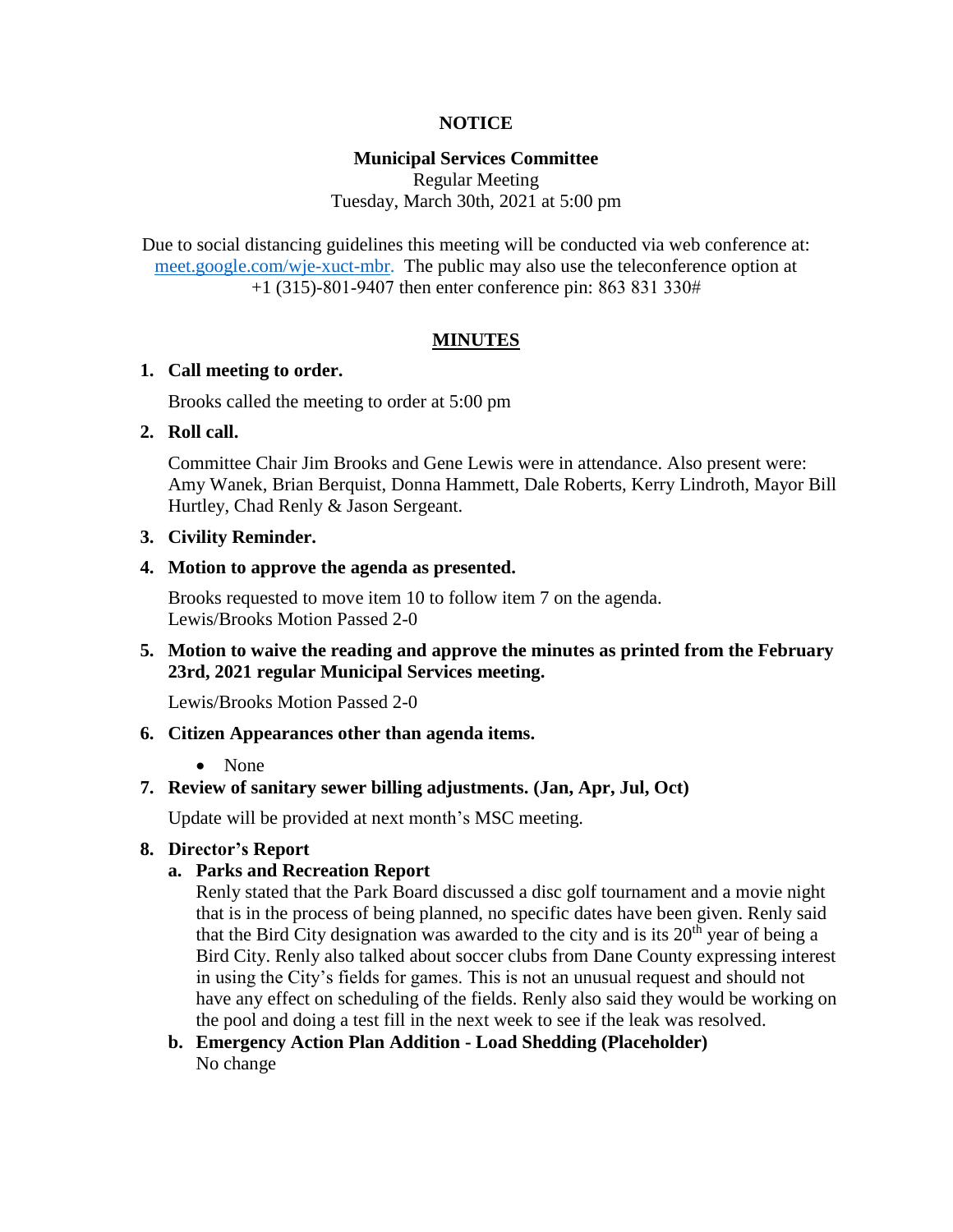**NOTICE**

**Municipal Services Committee**
Regular Meeting
Tuesday, March 30th, 2021 at 5:00 pm

Due to social distancing guidelines this meeting will be conducted via web conference at: meet.google.com/wje-xuct-mbr. The public may also use the teleconference option at +1 (315)-801-9407 then enter conference pin: 863 831 330#

**MINUTES**

**1. Call meeting to order.**

Brooks called the meeting to order at 5:00 pm

**2. Roll call.**

Committee Chair Jim Brooks and Gene Lewis were in attendance. Also present were: Amy Wanek, Brian Berquist, Donna Hammett, Dale Roberts, Kerry Lindroth, Mayor Bill Hurtley, Chad Renly & Jason Sergeant.

**3. Civility Reminder.**

**4. Motion to approve the agenda as presented.**

Brooks requested to move item 10 to follow item 7 on the agenda.
Lewis/Brooks Motion Passed 2-0

**5. Motion to waive the reading and approve the minutes as printed from the February 23rd, 2021 regular Municipal Services meeting.**

Lewis/Brooks Motion Passed 2-0

**6. Citizen Appearances other than agenda items.**

- None

**7. Review of sanitary sewer billing adjustments. (Jan, Apr, Jul, Oct)**

Update will be provided at next month's MSC meeting.

**8. Director's Report**

**a. Parks and Recreation Report**

Renly stated that the Park Board discussed a disc golf tournament and a movie night that is in the process of being planned, no specific dates have been given. Renly said that the Bird City designation was awarded to the city and is its 20th year of being a Bird City. Renly also talked about soccer clubs from Dane County expressing interest in using the City's fields for games. This is not an unusual request and should not have any effect on scheduling of the fields. Renly also said they would be working on the pool and doing a test fill in the next week to see if the leak was resolved.

**b. Emergency Action Plan Addition - Load Shedding (Placeholder)**

No change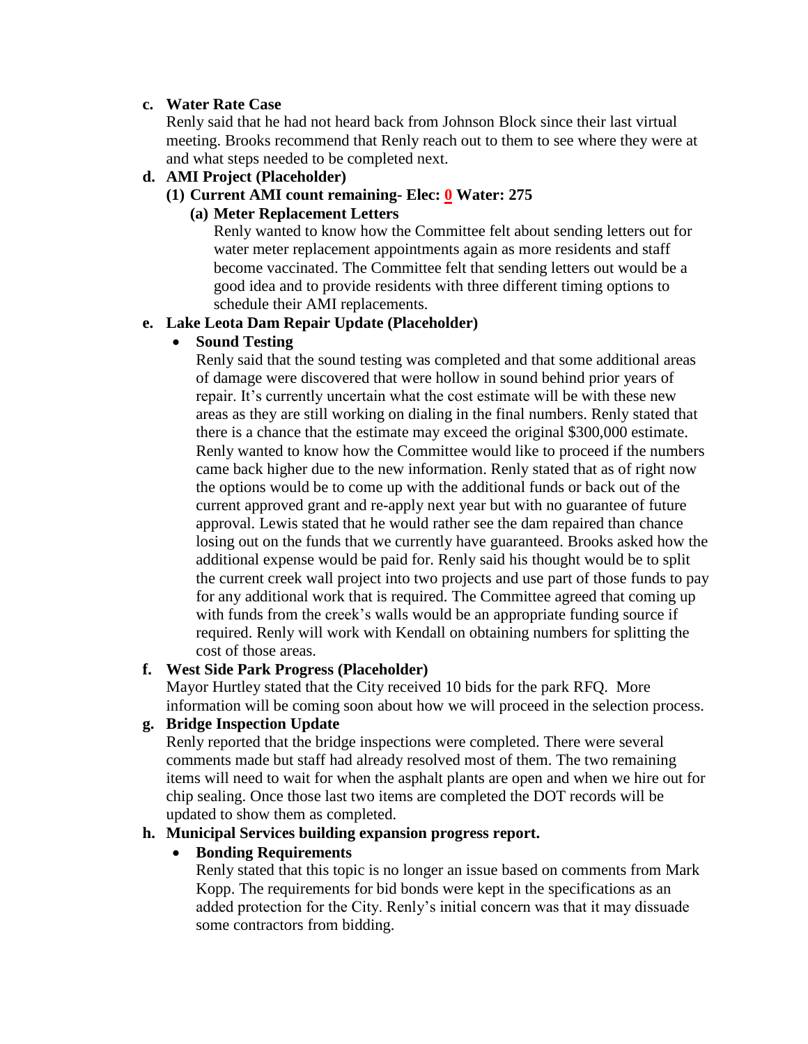**c. Water Rate Case**

Renly said that he had not heard back from Johnson Block since their last virtual meeting. Brooks recommend that Renly reach out to them to see where they were at and what steps needed to be completed next.

**d. AMI Project (Placeholder)**

**(1) Current AMI count remaining- Elec: 0 Water: 275**

**(a) Meter Replacement Letters**

Renly wanted to know how the Committee felt about sending letters out for water meter replacement appointments again as more residents and staff become vaccinated. The Committee felt that sending letters out would be a good idea and to provide residents with three different timing options to schedule their AMI replacements.

**e. Lake Leota Dam Repair Update (Placeholder)**

- **Sound Testing**

  Renly said that the sound testing was completed and that some additional areas of damage were discovered that were hollow in sound behind prior years of repair. It's currently uncertain what the cost estimate will be with these new areas as they are still working on dialing in the final numbers. Renly stated that there is a chance that the estimate may exceed the original $300,000 estimate. Renly wanted to know how the Committee would like to proceed if the numbers came back higher due to the new information. Renly stated that as of right now the options would be to come up with the additional funds or back out of the current approved grant and re-apply next year but with no guarantee of future approval. Lewis stated that he would rather see the dam repaired than chance losing out on the funds that we currently have guaranteed. Brooks asked how the additional expense would be paid for. Renly said his thought would be to split the current creek wall project into two projects and use part of those funds to pay for any additional work that is required. The Committee agreed that coming up with funds from the creek's walls would be an appropriate funding source if required. Renly will work with Kendall on obtaining numbers for splitting the cost of those areas.

**f. West Side Park Progress (Placeholder)**

Mayor Hurtley stated that the City received 10 bids for the park RFQ. More information will be coming soon about how we will proceed in the selection process.

**g. Bridge Inspection Update**

Renly reported that the bridge inspections were completed. There were several comments made but staff had already resolved most of them. The two remaining items will need to wait for when the asphalt plants are open and when we hire out for chip sealing. Once those last two items are completed the DOT records will be updated to show them as completed.

**h. Municipal Services building expansion progress report.**

- **Bonding Requirements**

  Renly stated that this topic is no longer an issue based on comments from Mark Kopp. The requirements for bid bonds were kept in the specifications as an added protection for the City. Renly's initial concern was that it may dissuade some contractors from bidding.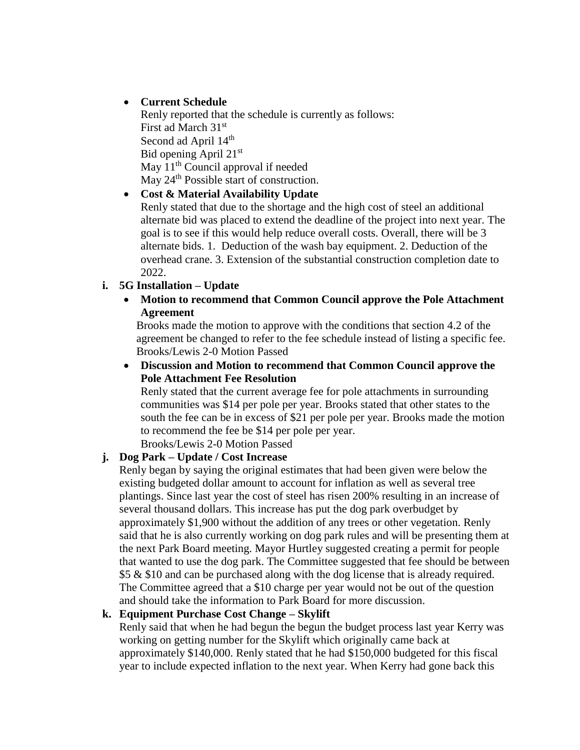- **Current Schedule**
  Renly reported that the schedule is currently as follows:
  First ad March 31st
  Second ad April 14th
  Bid opening April 21st
  May 11th Council approval if needed
  May 24th Possible start of construction.
- **Cost & Material Availability Update**
  Renly stated that due to the shortage and the high cost of steel an additional alternate bid was placed to extend the deadline of the project into next year. The goal is to see if this would help reduce overall costs. Overall, there will be 3 alternate bids. 1. Deduction of the wash bay equipment. 2. Deduction of the overhead crane. 3. Extension of the substantial construction completion date to 2022.

**i. 5G Installation – Update**

- **Motion to recommend that Common Council approve the Pole Attachment Agreement**
  Brooks made the motion to approve with the conditions that section 4.2 of the agreement be changed to refer to the fee schedule instead of listing a specific fee.
  Brooks/Lewis 2-0 Motion Passed
- **Discussion and Motion to recommend that Common Council approve the Pole Attachment Fee Resolution**
  Renly stated that the current average fee for pole attachments in surrounding communities was $14 per pole per year. Brooks stated that other states to the south the fee can be in excess of $21 per pole per year. Brooks made the motion to recommend the fee be $14 per pole per year.
  Brooks/Lewis 2-0 Motion Passed

**j. Dog Park – Update / Cost Increase**

Renly began by saying the original estimates that had been given were below the existing budgeted dollar amount to account for inflation as well as several tree plantings. Since last year the cost of steel has risen 200% resulting in an increase of several thousand dollars. This increase has put the dog park overbudget by approximately $1,900 without the addition of any trees or other vegetation. Renly said that he is also currently working on dog park rules and will be presenting them at the next Park Board meeting. Mayor Hurtley suggested creating a permit for people that wanted to use the dog park. The Committee suggested that fee should be between $5 & $10 and can be purchased along with the dog license that is already required. The Committee agreed that a $10 charge per year would not be out of the question and should take the information to Park Board for more discussion.

**k. Equipment Purchase Cost Change – Skylift**

Renly said that when he had begun the begun the budget process last year Kerry was working on getting number for the Skylift which originally came back at approximately $140,000. Renly stated that he had $150,000 budgeted for this fiscal year to include expected inflation to the next year. When Kerry had gone back this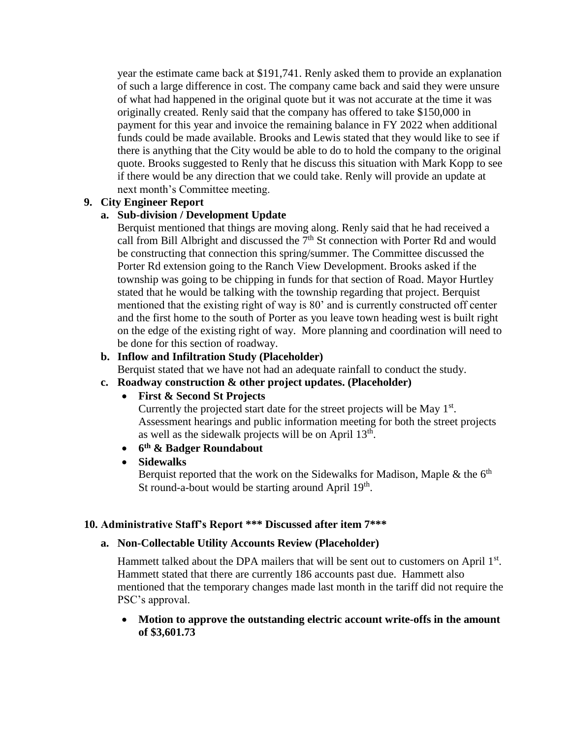year the estimate came back at $191,741. Renly asked them to provide an explanation of such a large difference in cost. The company came back and said they were unsure of what had happened in the original quote but it was not accurate at the time it was originally created. Renly said that the company has offered to take $150,000 in payment for this year and invoice the remaining balance in FY 2022 when additional funds could be made available. Brooks and Lewis stated that they would like to see if there is anything that the City would be able to do to hold the company to the original quote. Brooks suggested to Renly that he discuss this situation with Mark Kopp to see if there would be any direction that we could take. Renly will provide an update at next month's Committee meeting.

**9. City Engineer Report**

**a. Sub-division / Development Update**

Berquist mentioned that things are moving along. Renly said that he had received a call from Bill Albright and discussed the 7th St connection with Porter Rd and would be constructing that connection this spring/summer. The Committee discussed the Porter Rd extension going to the Ranch View Development. Brooks asked if the township was going to be chipping in funds for that section of Road. Mayor Hurtley stated that he would be talking with the township regarding that project. Berquist mentioned that the existing right of way is 80' and is currently constructed off center and the first home to the south of Porter as you leave town heading west is built right on the edge of the existing right of way. More planning and coordination will need to be done for this section of roadway.

**b. Inflow and Infiltration Study (Placeholder)**

Berquist stated that we have not had an adequate rainfall to conduct the study.

**c. Roadway construction & other project updates. (Placeholder)**

- **First & Second St Projects**
  Currently the projected start date for the street projects will be May 1st. Assessment hearings and public information meeting for both the street projects as well as the sidewalk projects will be on April 13th.
- **6th & Badger Roundabout**
- **Sidewalks**
  Berquist reported that the work on the Sidewalks for Madison, Maple & the 6th St round-a-bout would be starting around April 19th.

**10. Administrative Staff's Report *** Discussed after item 7*****

**a. Non-Collectable Utility Accounts Review (Placeholder)**

Hammett talked about the DPA mailers that will be sent out to customers on April 1st. Hammett stated that there are currently 186 accounts past due. Hammett also mentioned that the temporary changes made last month in the tariff did not require the PSC's approval.

- **Motion to approve the outstanding electric account write-offs in the amount of $3,601.73**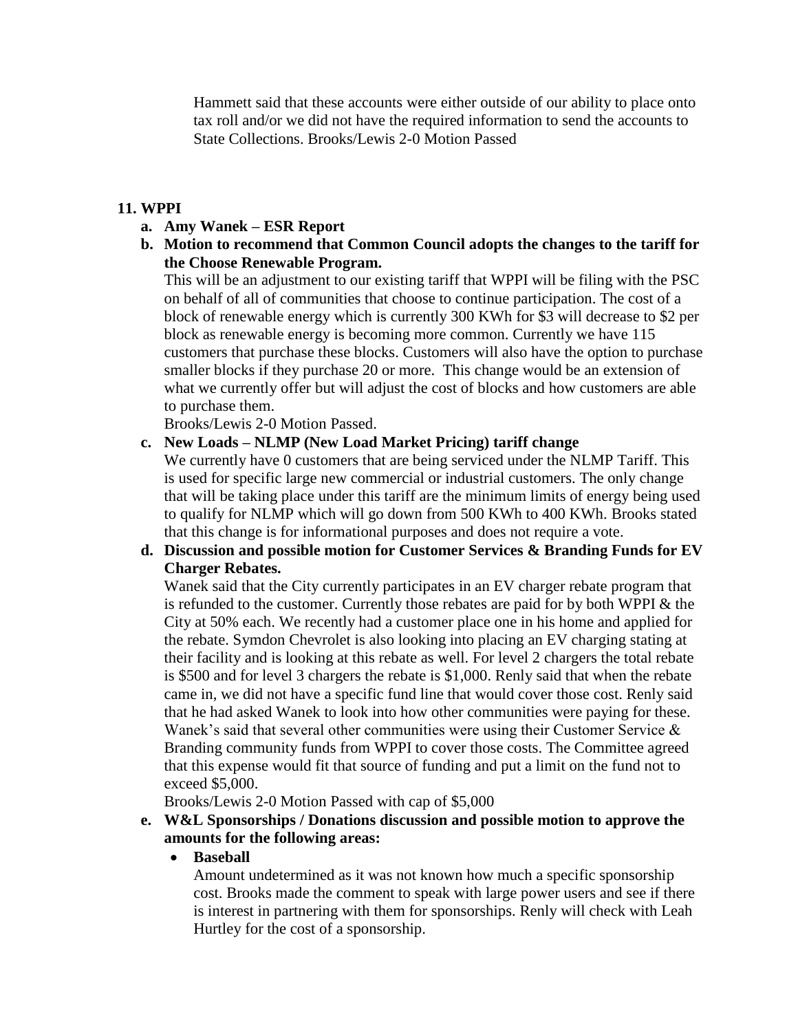Hammett said that these accounts were either outside of our ability to place onto tax roll and/or we did not have the required information to send the accounts to State Collections. Brooks/Lewis 2-0 Motion Passed

**11. WPPI**

a. **Amy Wanek – ESR Report**

b. **Motion to recommend that Common Council adopts the changes to the tariff for the Choose Renewable Program.**

   This will be an adjustment to our existing tariff that WPPI will be filing with the PSC on behalf of all of communities that choose to continue participation. The cost of a block of renewable energy which is currently 300 KWh for $3 will decrease to $2 per block as renewable energy is becoming more common. Currently we have 115 customers that purchase these blocks. Customers will also have the option to purchase smaller blocks if they purchase 20 or more. This change would be an extension of what we currently offer but will adjust the cost of blocks and how customers are able to purchase them.

   Brooks/Lewis 2-0 Motion Passed.

c. **New Loads – NLMP (New Load Market Pricing) tariff change**

   We currently have 0 customers that are being serviced under the NLMP Tariff. This is used for specific large new commercial or industrial customers. The only change that will be taking place under this tariff are the minimum limits of energy being used to qualify for NLMP which will go down from 500 KWh to 400 KWh. Brooks stated that this change is for informational purposes and does not require a vote.

d. **Discussion and possible motion for Customer Services & Branding Funds for EV Charger Rebates.**

   Wanek said that the City currently participates in an EV charger rebate program that is refunded to the customer. Currently those rebates are paid for by both WPPI & the City at 50% each. We recently had a customer place one in his home and applied for the rebate. Symdon Chevrolet is also looking into placing an EV charging stating at their facility and is looking at this rebate as well. For level 2 chargers the total rebate is $500 and for level 3 chargers the rebate is $1,000. Renly said that when the rebate came in, we did not have a specific fund line that would cover those cost. Renly said that he had asked Wanek to look into how other communities were paying for these. Wanek's said that several other communities were using their Customer Service & Branding community funds from WPPI to cover those costs. The Committee agreed that this expense would fit that source of funding and put a limit on the fund not to exceed $5,000.

   Brooks/Lewis 2-0 Motion Passed with cap of $5,000

e. **W&L Sponsorships / Donations discussion and possible motion to approve the amounts for the following areas:**

   - **Baseball**

     Amount undetermined as it was not known how much a specific sponsorship cost. Brooks made the comment to speak with large power users and see if there is interest in partnering with them for sponsorships. Renly will check with Leah Hurtley for the cost of a sponsorship.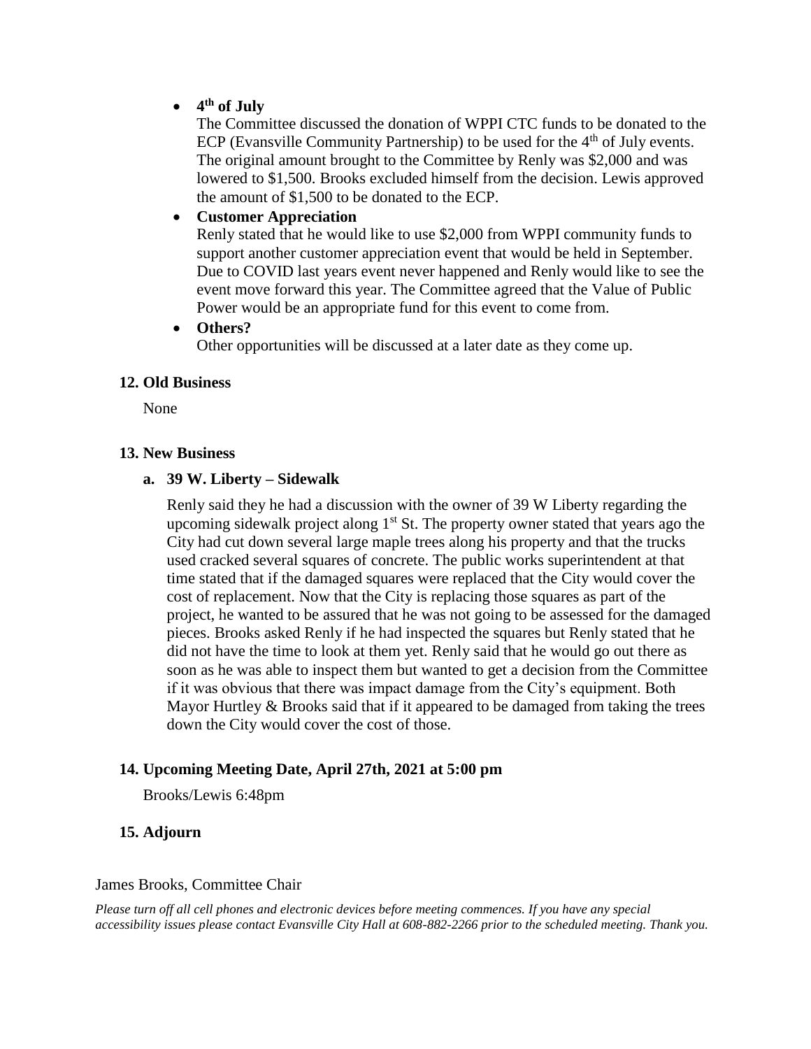- **4th of July**
  The Committee discussed the donation of WPPI CTC funds to be donated to the ECP (Evansville Community Partnership) to be used for the 4th of July events. The original amount brought to the Committee by Renly was $2,000 and was lowered to $1,500. Brooks excluded himself from the decision. Lewis approved the amount of $1,500 to be donated to the ECP.
- **Customer Appreciation**
  Renly stated that he would like to use $2,000 from WPPI community funds to support another customer appreciation event that would be held in September. Due to COVID last years event never happened and Renly would like to see the event move forward this year. The Committee agreed that the Value of Public Power would be an appropriate fund for this event to come from.
- **Others?**
  Other opportunities will be discussed at a later date as they come up.

**12. Old Business**

None

**13. New Business**

**a. 39 W. Liberty – Sidewalk**

Renly said they he had a discussion with the owner of 39 W Liberty regarding the upcoming sidewalk project along 1st St. The property owner stated that years ago the City had cut down several large maple trees along his property and that the trucks used cracked several squares of concrete. The public works superintendent at that time stated that if the damaged squares were replaced that the City would cover the cost of replacement. Now that the City is replacing those squares as part of the project, he wanted to be assured that he was not going to be assessed for the damaged pieces. Brooks asked Renly if he had inspected the squares but Renly stated that he did not have the time to look at them yet. Renly said that he would go out there as soon as he was able to inspect them but wanted to get a decision from the Committee if it was obvious that there was impact damage from the City's equipment. Both Mayor Hurtley & Brooks said that if it appeared to be damaged from taking the trees down the City would cover the cost of those.

**14. Upcoming Meeting Date, April 27th, 2021 at 5:00 pm**

Brooks/Lewis 6:48pm

**15. Adjourn**

James Brooks, Committee Chair

*Please turn off all cell phones and electronic devices before meeting commences. If you have any special accessibility issues please contact Evansville City Hall at 608-882-2266 prior to the scheduled meeting. Thank you.*